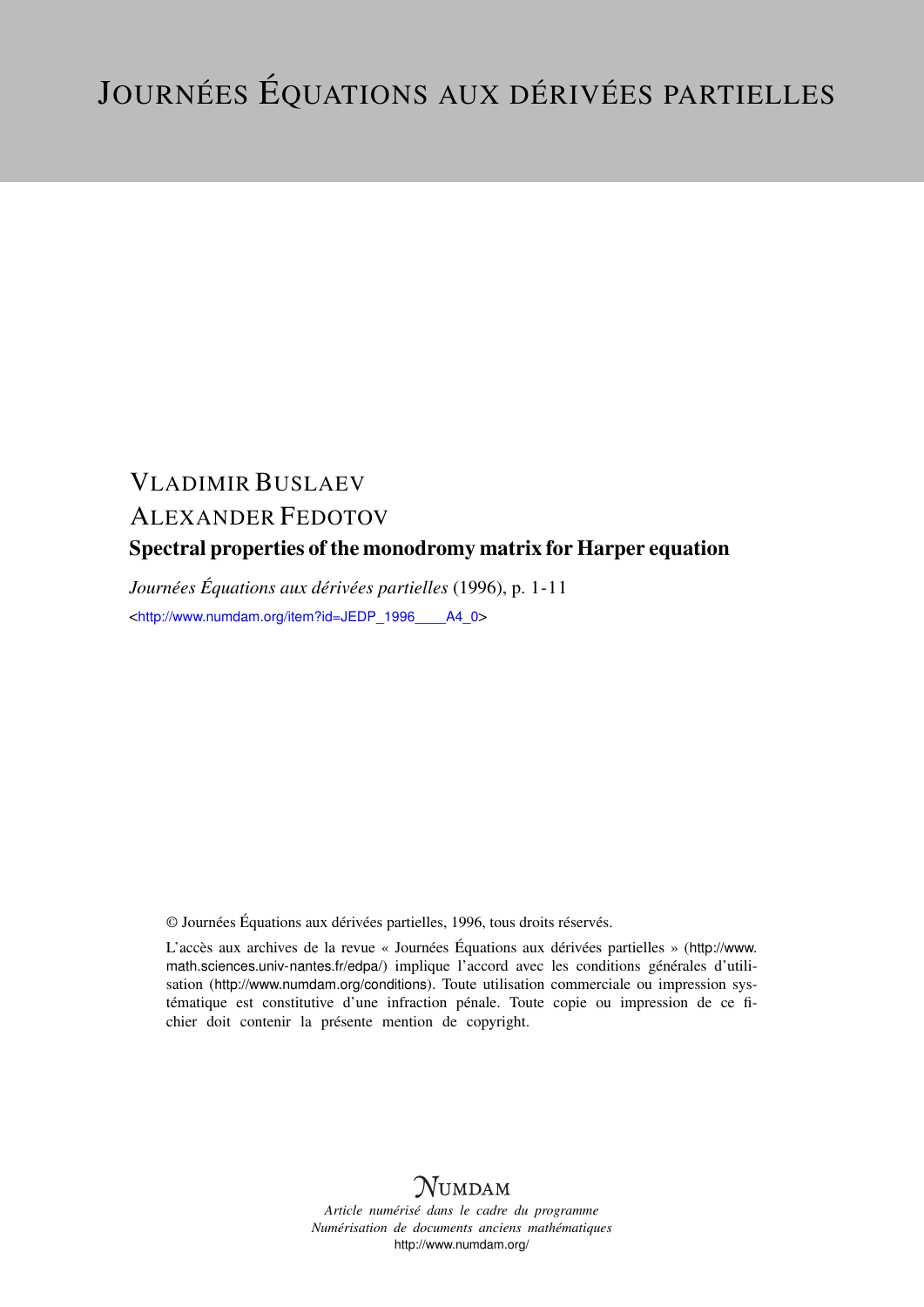# JOURNÉES ÉQUATIONS AUX DÉRIVÉES PARTIELLES

VLADIMIR BUSLAEV

ALEXANDER FEDOTOV

**Spectral properties of the monodromy matrix for Harper equation**

*Journées Équations aux dérivées partielles* (1996), p. 1-11

<http://www.numdam.org/item?id=JEDP_1996____A4_0>

© Journées Équations aux dérivées partielles, 1996, tous droits réservés.

L'accès aux archives de la revue « Journées Équations aux dérivées partielles » (http://www.math.sciences.univ-nantes.fr/edpa/) implique l'accord avec les conditions générales d'utilisation (http://www.numdam.org/conditions). Toute utilisation commerciale ou impression systématique est constitutive d'une infraction pénale. Toute copie ou impression de ce fichier doit contenir la présente mention de copyright.

NUMDAM

*Article numérisé dans le cadre du programme*
*Numérisation de documents anciens mathématiques*
http://www.numdam.org/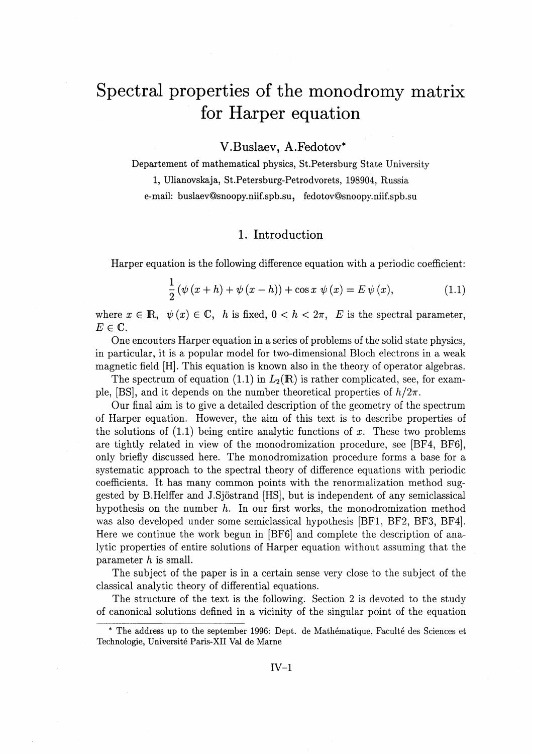# Spectral properties of the monodromy matrix for Harper equation

V.Buslaev, A.Fedotov*

Departement of mathematical physics, St.Petersburg State University
1, Ulianovskaja, St.Petersburg-Petrodvorets, 198904, Russia
e-mail: buslaev@snoopy.niif.spb.su, fedotov@snoopy.niif.spb.su

## 1. Introduction

Harper equation is the following difference equation with a periodic coefficient:

$$\frac{1}{2}\left(\psi\left(x+h\right)+\psi\left(x-h\right)\right)+\cos x\;\psi\left(x\right)=E\,\psi\left(x\right), \tag{1.1}$$

where $x \in \mathbb{R}$, $\psi(x) \in \mathbb{C}$, $h$ is fixed, $0 < h < 2\pi$, $E$ is the spectral parameter, $E \in \mathbb{C}$.

One encouters Harper equation in a series of problems of the solid state physics, in particular, it is a popular model for two-dimensional Bloch electrons in a weak magnetic field [H]. This equation is known also in the theory of operator algebras.

The spectrum of equation (1.1) in $L_2(\mathbb{R})$ is rather complicated, see, for example, [BS], and it depends on the number theoretical properties of $h/2\pi$.

Our final aim is to give a detailed description of the geometry of the spectrum of Harper equation. However, the aim of this text is to describe properties of the solutions of (1.1) being entire analytic functions of $x$. These two problems are tightly related in view of the monodromization procedure, see [BF4, BF6], only briefly discussed here. The monodromization procedure forms a base for a systematic approach to the spectral theory of difference equations with periodic coefficients. It has many common points with the renormalization method suggested by B.Helffer and J.Sjöstrand [HS], but is independent of any semiclassical hypothesis on the number $h$. In our first works, the monodromization method was also developed under some semiclassical hypothesis [BF1, BF2, BF3, BF4]. Here we continue the work begun in [BF6] and complete the description of analytic properties of entire solutions of Harper equation without assuming that the parameter $h$ is small.

The subject of the paper is in a certain sense very close to the subject of the classical analytic theory of differential equations.

The structure of the text is the following. Section 2 is devoted to the study of canonical solutions defined in a vicinity of the singular point of the equation

---

* The address up to the september 1996: Dept. de Mathématique, Faculté des Sciences et Technologie, Université Paris-XII Val de Marne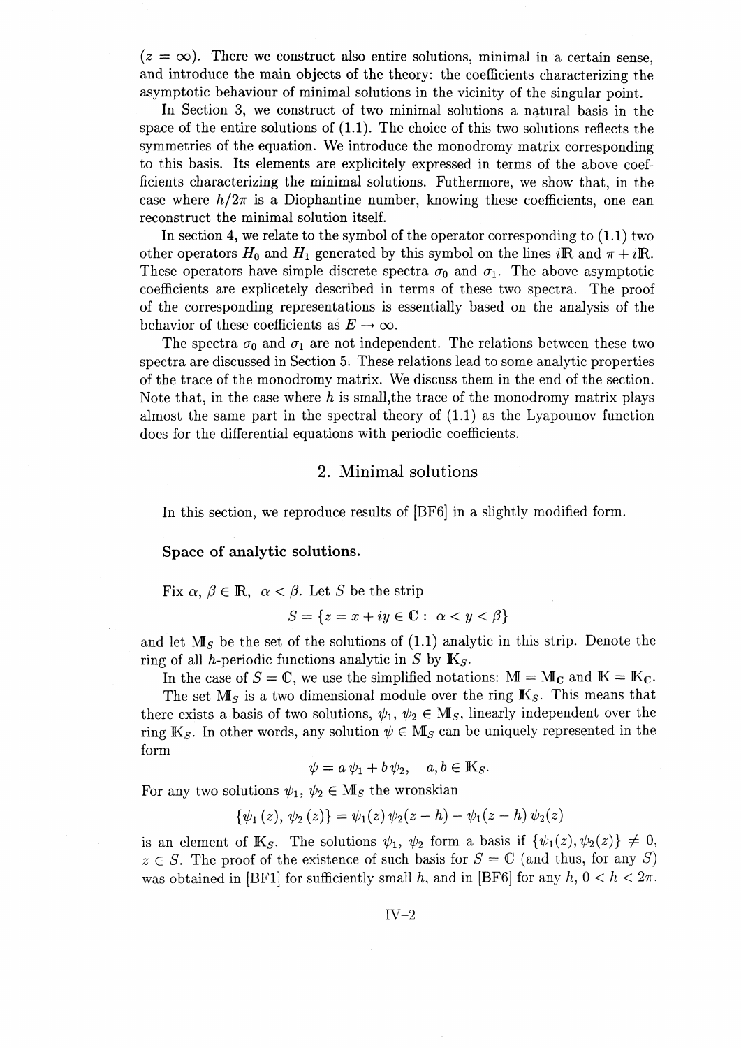($z = \infty$). There we construct also entire solutions, minimal in a certain sense, and introduce the main objects of the theory: the coefficients characterizing the asymptotic behaviour of minimal solutions in the vicinity of the singular point.

In Section 3, we construct of two minimal solutions a natural basis in the space of the entire solutions of (1.1). The choice of this two solutions reflects the symmetries of the equation. We introduce the monodromy matrix corresponding to this basis. Its elements are explicitely expressed in terms of the above coefficients characterizing the minimal solutions. Futhermore, we show that, in the case where $h/2\pi$ is a Diophantine number, knowing these coefficients, one can reconstruct the minimal solution itself.

In section 4, we relate to the symbol of the operator corresponding to (1.1) two other operators $H_0$ and $H_1$ generated by this symbol on the lines $i\mathbb{R}$ and $\pi + i\mathbb{R}$. These operators have simple discrete spectra $\sigma_0$ and $\sigma_1$. The above asymptotic coefficients are explicetely described in terms of these two spectra. The proof of the corresponding representations is essentially based on the analysis of the behavior of these coefficients as $E \to \infty$.

The spectra $\sigma_0$ and $\sigma_1$ are not independent. The relations between these two spectra are discussed in Section 5. These relations lead to some analytic properties of the trace of the monodromy matrix. We discuss them in the end of the section. Note that, in the case where $h$ is small,the trace of the monodromy matrix plays almost the same part in the spectral theory of (1.1) as the Lyapounov function does for the differential equations with periodic coefficients.

## 2. Minimal solutions

In this section, we reproduce results of [BF6] in a slightly modified form.

### Space of analytic solutions.

Fix $\alpha,\ \beta \in \mathbb{R},\ \ \alpha < \beta$. Let $S$ be the strip

$$S = \{z = x + iy \in \mathbb{C} :\ \alpha < y < \beta\}$$

and let $\mathbb{M}_S$ be the set of the solutions of (1.1) analytic in this strip. Denote the ring of all $h$-periodic functions analytic in $S$ by $\mathbb{K}_S$.

In the case of $S = \mathbb{C}$, we use the simplified notations: $\mathbb{M} = \mathbb{M}_{\mathbb{C}}$ and $\mathbb{K} = \mathbb{K}_{\mathbb{C}}$.

The set $\mathbb{M}_S$ is a two dimensional module over the ring $\mathbb{K}_S$. This means that there exists a basis of two solutions, $\psi_1,\ \psi_2 \in \mathbb{M}_S$, linearly independent over the ring $\mathbb{K}_S$. In other words, any solution $\psi \in \mathbb{M}_S$ can be uniquely represented in the form

$$\psi = a\,\psi_1 + b\,\psi_2, \quad a, b \in \mathbb{K}_S.$$

For any two solutions $\psi_1,\ \psi_2 \in \mathbb{M}_S$ the wronskian

$$\{\psi_1(z),\ \psi_2(z)\} = \psi_1(z)\,\psi_2(z-h) - \psi_1(z-h)\,\psi_2(z)$$

is an element of $\mathbb{K}_S$. The solutions $\psi_1,\ \psi_2$ form a basis if $\{\psi_1(z), \psi_2(z)\} \neq 0$, $z \in S$. The proof of the existence of such basis for $S = \mathbb{C}$ (and thus, for any $S$) was obtained in [BF1] for sufficiently small $h$, and in [BF6] for any $h$, $0 < h < 2\pi$.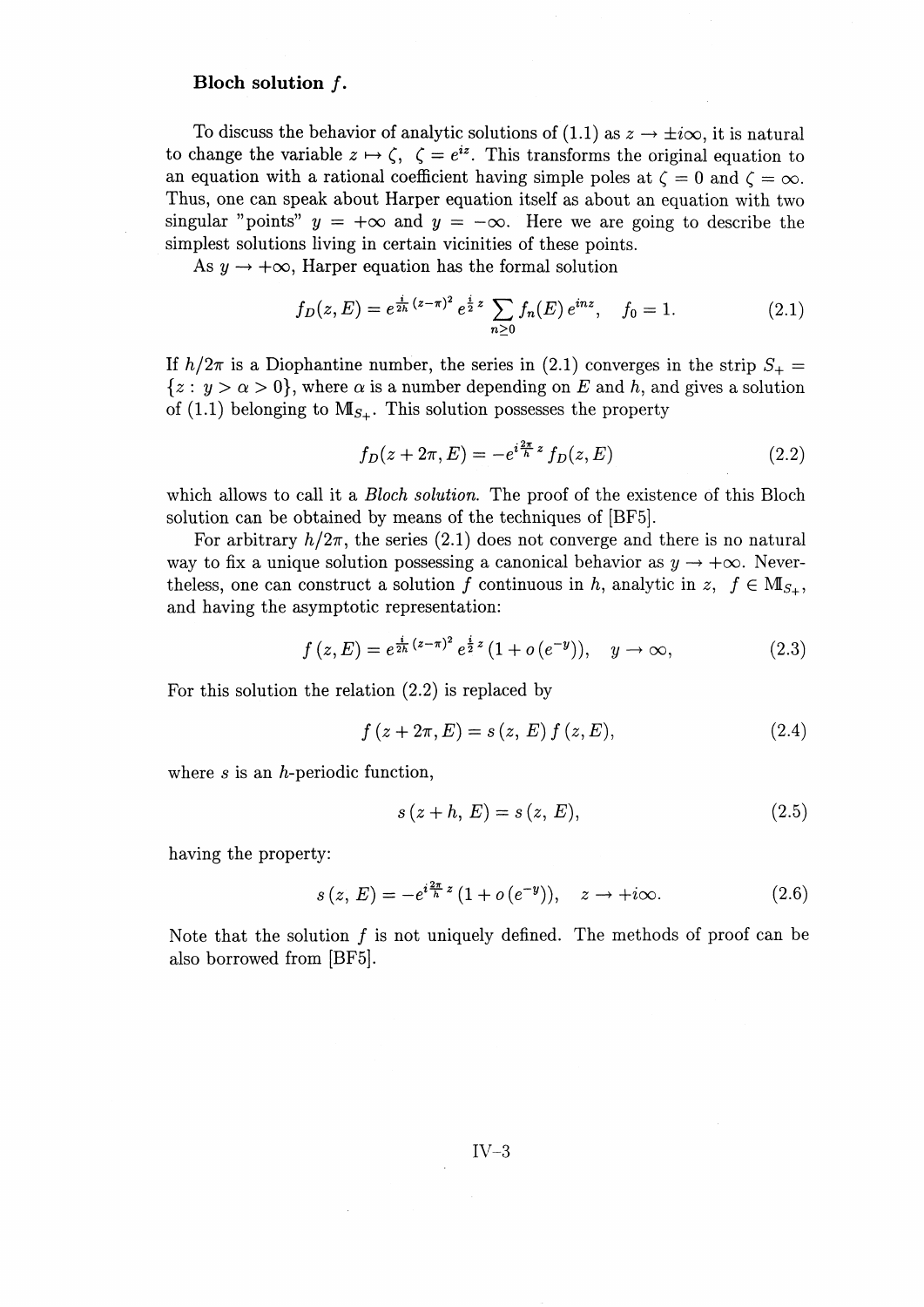**Bloch solution $f$.**

To discuss the behavior of analytic solutions of (1.1) as $z \to \pm i\infty$, it is natural to change the variable $z \mapsto \zeta$, $\zeta = e^{iz}$. This transforms the original equation to an equation with a rational coefficient having simple poles at $\zeta = 0$ and $\zeta = \infty$. Thus, one can speak about Harper equation itself as about an equation with two singular "points" $y = +\infty$ and $y = -\infty$. Here we are going to describe the simplest solutions living in certain vicinities of these points.

As $y \to +\infty$, Harper equation has the formal solution

$$f_D(z, E) = e^{\frac{i}{2h}(z-\pi)^2}\, e^{\frac{i}{2}z} \sum_{n\geq 0} f_n(E)\, e^{inz}, \quad f_0 = 1. \tag{2.1}$$

If $h/2\pi$ is a Diophantine number, the series in (2.1) converges in the strip $S_+ = \{z:\ y > \alpha > 0\}$, where $\alpha$ is a number depending on $E$ and $h$, and gives a solution of (1.1) belonging to $\mathbb{M}_{S_+}$. This solution possesses the property

$$f_D(z + 2\pi, E) = -e^{i\frac{2\pi}{h}z} f_D(z, E) \tag{2.2}$$

which allows to call it a *Bloch solution.* The proof of the existence of this Bloch solution can be obtained by means of the techniques of [BF5].

For arbitrary $h/2\pi$, the series (2.1) does not converge and there is no natural way to fix a unique solution possessing a canonical behavior as $y \to +\infty$. Nevertheless, one can construct a solution $f$ continuous in $h$, analytic in $z$, $f \in \mathbb{M}_{S_+}$, and having the asymptotic representation:

$$f(z, E) = e^{\frac{i}{2h}(z-\pi)^2}\, e^{\frac{i}{2}z}\,(1 + o(e^{-y})), \quad y \to \infty, \tag{2.3}$$

For this solution the relation (2.2) is replaced by

$$f(z + 2\pi, E) = s(z, E)\, f(z, E), \tag{2.4}$$

where $s$ is an $h$-periodic function,

$$s(z + h, E) = s(z, E), \tag{2.5}$$

having the property:

$$s(z, E) = -e^{i\frac{2\pi}{h}z}\,(1 + o(e^{-y})), \quad z \to +i\infty. \tag{2.6}$$

Note that the solution $f$ is not uniquely defined. The methods of proof can be also borrowed from [BF5].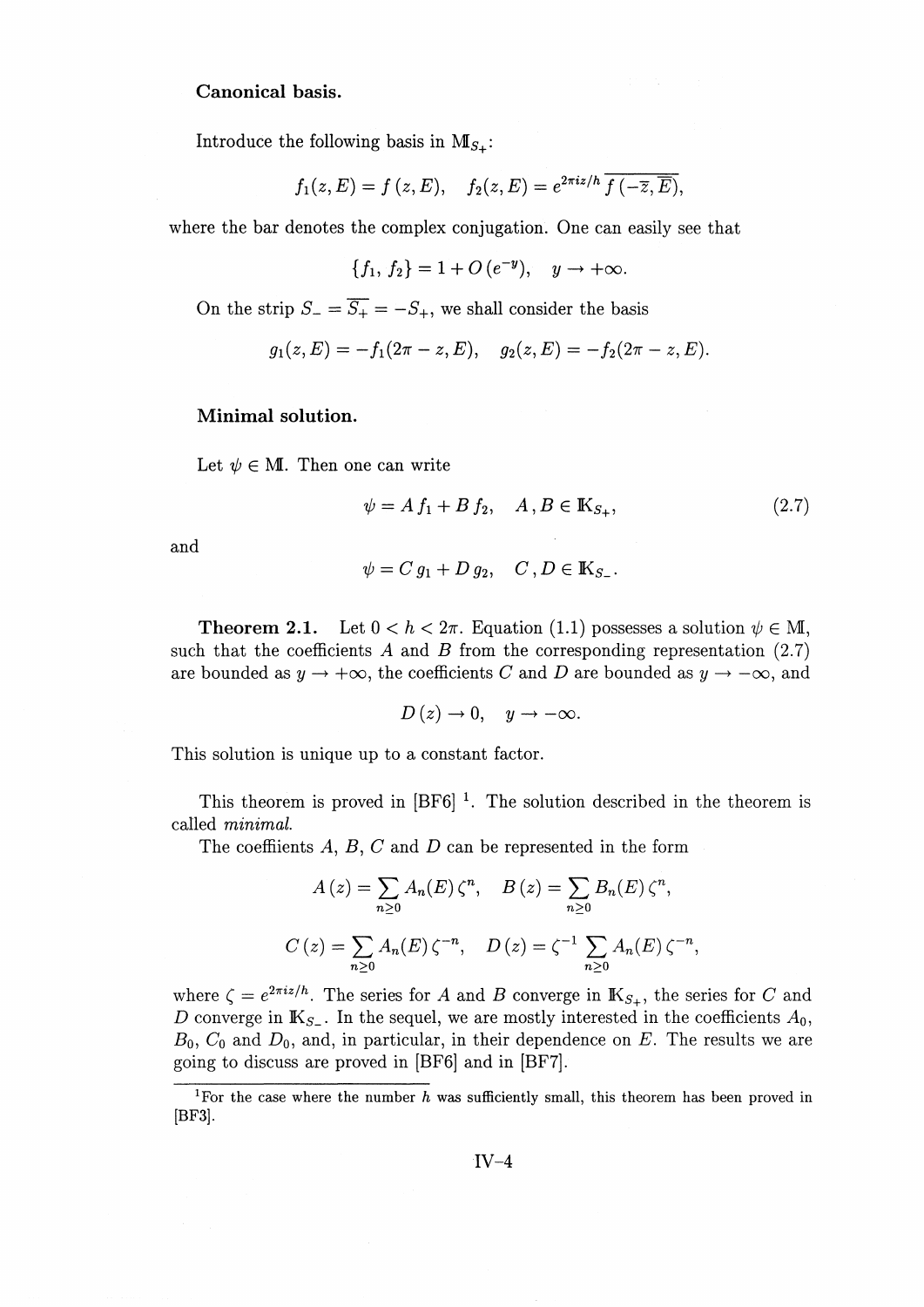**Canonical basis.**

Introduce the following basis in $\mathbb{M}_{S_+}$:

$$f_1(z,E) = f\,(z,E), \quad f_2(z,E) = e^{2\pi i z/h}\,\overline{f\,(-\overline{z},\overline{E})},$$

where the bar denotes the complex conjugation. One can easily see that

$$\{f_1,\, f_2\} = 1 + O\left(e^{-y}\right), \quad y \to +\infty.$$

On the strip $S_- = \overline{S_+} = -S_+$, we shall consider the basis

$$g_1(z,E) = -f_1(2\pi - z, E), \quad g_2(z,E) = -f_2(2\pi - z, E).$$

**Minimal solution.**

Let $\psi \in \mathbb{M}$. Then one can write

$$\psi = A\,f_1 + B\,f_2, \quad A\,, B \in \mathbb{K}_{S_+}, \tag{2.7}$$

and

$$\psi = C\,g_1 + D\,g_2, \quad C\,, D \in \mathbb{K}_{S_-}.$$

**Theorem 2.1.** Let $0 < h < 2\pi$. Equation (1.1) possesses a solution $\psi \in \mathbb{M}$, such that the coefficients $A$ and $B$ from the corresponding representation (2.7) are bounded as $y \to +\infty$, the coefficients $C$ and $D$ are bounded as $y \to -\infty$, and

$$D\,(z) \to 0, \quad y \to -\infty.$$

This solution is unique up to a constant factor.

This theorem is proved in [BF6] [1]. The solution described in the theorem is called *minimal*.

The coeffiients $A$, $B$, $C$ and $D$ can be represented in the form

$$A\,(z) = \sum_{n\geq 0} A_n(E)\,\zeta^n, \quad B\,(z) = \sum_{n\geq 0} B_n(E)\,\zeta^n,$$

$$C\,(z) = \sum_{n\geq 0} A_n(E)\,\zeta^{-n}, \quad D\,(z) = \zeta^{-1}\sum_{n\geq 0} A_n(E)\,\zeta^{-n},$$

where $\zeta = e^{2\pi i z/h}$. The series for $A$ and $B$ converge in $\mathbb{K}_{S_+}$, the series for $C$ and $D$ converge in $\mathbb{K}_{S_-}$. In the sequel, we are mostly interested in the coefficients $A_0$, $B_0$, $C_0$ and $D_0$, and, in particular, in their dependence on $E$. The results we are going to discuss are proved in [BF6] and in [BF7].

---

[1] For the case where the number $h$ was sufficiently small, this theorem has been proved in [BF3].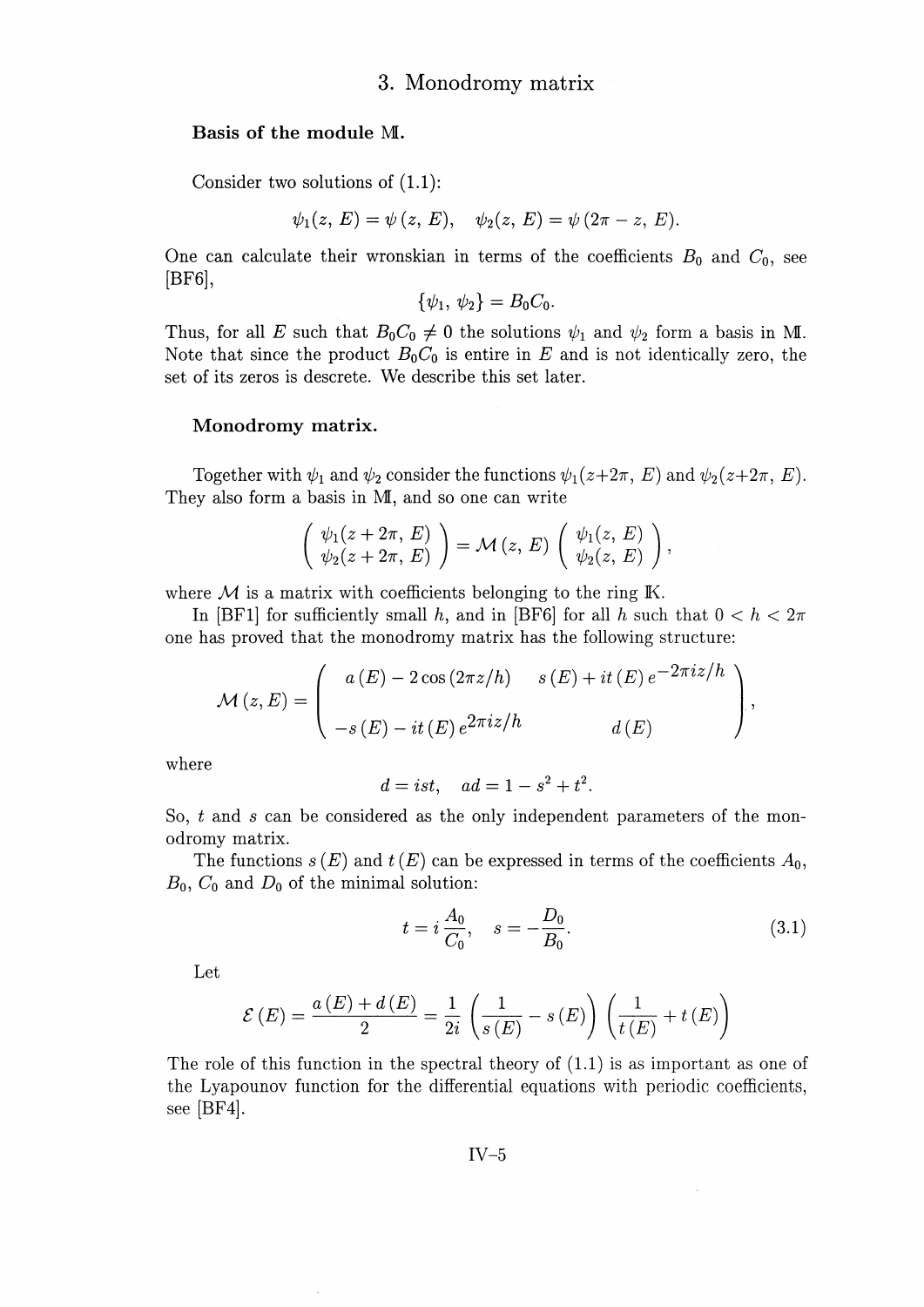# 3. Monodromy matrix

**Basis of the module $\mathbb{M}$.**

Consider two solutions of (1.1):

$$\psi_1(z, E) = \psi(z, E), \quad \psi_2(z, E) = \psi(2\pi - z, E).$$

One can calculate their wronskian in terms of the coefficients $B_0$ and $C_0$, see [BF6],

$$\{\psi_1, \psi_2\} = B_0 C_0.$$

Thus, for all $E$ such that $B_0 C_0 \neq 0$ the solutions $\psi_1$ and $\psi_2$ form a basis in $\mathbb{M}$. Note that since the product $B_0 C_0$ is entire in $E$ and is not identically zero, the set of its zeros is descrete. We describe this set later.

**Monodromy matrix.**

Together with $\psi_1$ and $\psi_2$ consider the functions $\psi_1(z+2\pi, E)$ and $\psi_2(z+2\pi, E)$. They also form a basis in $\mathbb{M}$, and so one can write

$$\begin{pmatrix} \psi_1(z+2\pi, E) \\ \psi_2(z+2\pi, E) \end{pmatrix} = \mathcal{M}(z, E) \begin{pmatrix} \psi_1(z, E) \\ \psi_2(z, E) \end{pmatrix},$$

where $\mathcal{M}$ is a matrix with coefficients belonging to the ring $\mathbb{K}$.

In [BF1] for sufficiently small $h$, and in [BF6] for all $h$ such that $0 < h < 2\pi$ one has proved that the monodromy matrix has the following structure:

$$\mathcal{M}(z, E) = \begin{pmatrix} a(E) - 2\cos(2\pi z/h) & s(E) + it(E)\, e^{-2\pi i z/h} \\ -s(E) - it(E)\, e^{2\pi i z/h} & d(E) \end{pmatrix},$$

where

$$d = ist, \quad ad = 1 - s^2 + t^2.$$

So, $t$ and $s$ can be considered as the only independent parameters of the monodromy matrix.

The functions $s(E)$ and $t(E)$ can be expressed in terms of the coefficients $A_0$, $B_0$, $C_0$ and $D_0$ of the minimal solution:

$$t = i\frac{A_0}{C_0}, \quad s = -\frac{D_0}{B_0}. \tag{3.1}$$

Let

$$\mathcal{E}(E) = \frac{a(E) + d(E)}{2} = \frac{1}{2i}\left(\frac{1}{s(E)} - s(E)\right)\left(\frac{1}{t(E)} + t(E)\right)$$

The role of this function in the spectral theory of (1.1) is as important as one of the Lyapounov function for the differential equations with periodic coefficients, see [BF4].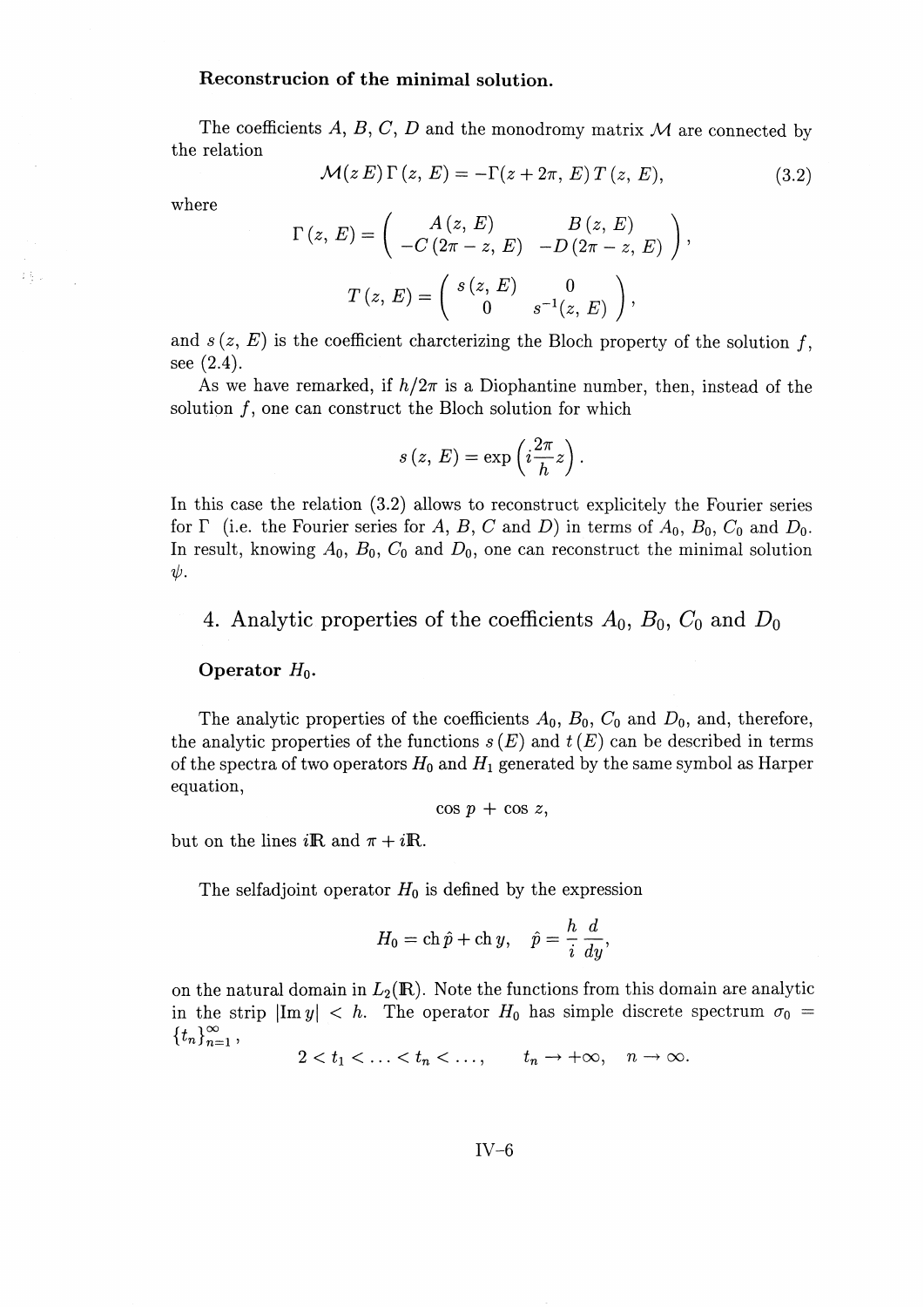**Reconstrucion of the minimal solution.**

The coefficients $A$, $B$, $C$, $D$ and the monodromy matrix $\mathcal{M}$ are connected by the relation

$$\mathcal{M}(z\,E)\,\Gamma\,(z,\,E) = -\Gamma(z+2\pi,\,E)\,T\,(z,\,E), \tag{3.2}$$

where

$$\Gamma\,(z,\,E) = \begin{pmatrix} A\,(z,\,E) & B\,(z,\,E) \\ -C\,(2\pi - z,\,E) & -D\,(2\pi - z,\,E) \end{pmatrix},$$

$$T\,(z,\,E) = \begin{pmatrix} s\,(z,\,E) & 0 \\ 0 & s^{-1}(z,\,E) \end{pmatrix},$$

and $s\,(z,\,E)$ is the coefficient charcterizing the Bloch property of the solution $f$, see (2.4).

As we have remarked, if $h/2\pi$ is a Diophantine number, then, instead of the solution $f$, one can construct the Bloch solution for which

$$s\,(z,\,E) = \exp\left(i\frac{2\pi}{h}z\right).$$

In this case the relation (3.2) allows to reconstruct explicitely the Fourier series for $\Gamma$ (i.e. the Fourier series for $A$, $B$, $C$ and $D$) in terms of $A_0$, $B_0$, $C_0$ and $D_0$. In result, knowing $A_0$, $B_0$, $C_0$ and $D_0$, one can reconstruct the minimal solution $\psi$.

## 4. Analytic properties of the coefficients $A_0$, $B_0$, $C_0$ and $D_0$

**Operator $H_0$.**

The analytic properties of the coefficients $A_0$, $B_0$, $C_0$ and $D_0$, and, therefore, the analytic properties of the functions $s\,(E)$ and $t\,(E)$ can be described in terms of the spectra of two operators $H_0$ and $H_1$ generated by the same symbol as Harper equation,

$$\cos\,p\,+\,\cos\,z,$$

but on the lines $i\mathbb{R}$ and $\pi + i\mathbb{R}$.

The selfadjoint operator $H_0$ is defined by the expression

$$H_0 = \operatorname{ch}\hat{p} + \operatorname{ch}y, \quad \hat{p} = \frac{h}{i}\frac{d}{dy},$$

on the natural domain in $L_2(\mathbb{R})$. Note the functions from this domain are analytic in the strip $|\operatorname{Im} y| < h$. The operator $H_0$ has simple discrete spectrum $\sigma_0 = \{t_n\}_{n=1}^{\infty}$,

$$2 < t_1 < \ldots < t_n < \ldots, \qquad t_n \to +\infty, \quad n \to \infty.$$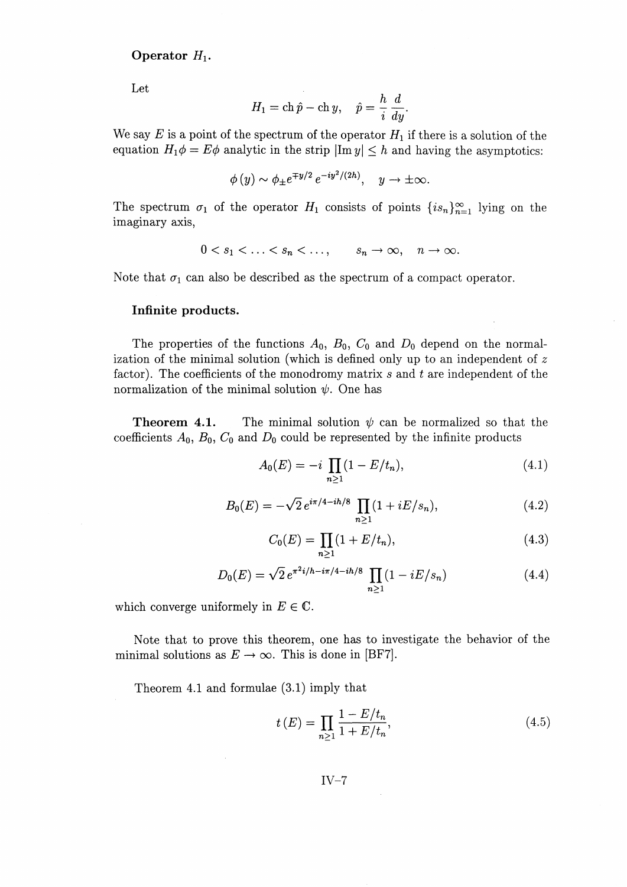**Operator $H_1$.**

Let

$$H_1 = \operatorname{ch} \hat{p} - \operatorname{ch} y, \quad \hat{p} = \frac{h}{i} \frac{d}{dy}.$$

We say $E$ is a point of the spectrum of the operator $H_1$ if there is a solution of the equation $H_1 \phi = E\phi$ analytic in the strip $|\operatorname{Im} y| \leq h$ and having the asymptotics:

$$\phi(y) \sim \phi_{\pm} e^{\mp y/2} e^{-iy^2/(2h)}, \quad y \to \pm\infty.$$

The spectrum $\sigma_1$ of the operator $H_1$ consists of points $\{is_n\}_{n=1}^{\infty}$ lying on the imaginary axis,

$$0 < s_1 < \ldots < s_n < \ldots, \qquad s_n \to \infty, \quad n \to \infty.$$

Note that $\sigma_1$ can also be described as the spectrum of a compact operator.

**Infinite products.**

The properties of the functions $A_0$, $B_0$, $C_0$ and $D_0$ depend on the normalization of the minimal solution (which is defined only up to an independent of $z$ factor). The coefficients of the monodromy matrix $s$ and $t$ are independent of the normalization of the minimal solution $\psi$. One has

**Theorem 4.1.** The minimal solution $\psi$ can be normalized so that the coefficients $A_0$, $B_0$, $C_0$ and $D_0$ could be represented by the infinite products

$$A_0(E) = -i \prod_{n \geq 1} (1 - E/t_n), \tag{4.1}$$

$$B_0(E) = -\sqrt{2}\, e^{i\pi/4 - ih/8} \prod_{n \geq 1} (1 + iE/s_n), \tag{4.2}$$

$$C_0(E) = \prod_{n \geq 1} (1 + E/t_n), \tag{4.3}$$

$$D_0(E) = \sqrt{2}\, e^{\pi^2 i/h - i\pi/4 - ih/8} \prod_{n \geq 1} (1 - iE/s_n) \tag{4.4}$$

which converge uniformely in $E \in \mathbb{C}$.

Note that to prove this theorem, one has to investigate the behavior of the minimal solutions as $E \to \infty$. This is done in [BF7].

Theorem 4.1 and formulae (3.1) imply that

$$t(E) = \prod_{n \geq 1} \frac{1 - E/t_n}{1 + E/t_n}, \tag{4.5}$$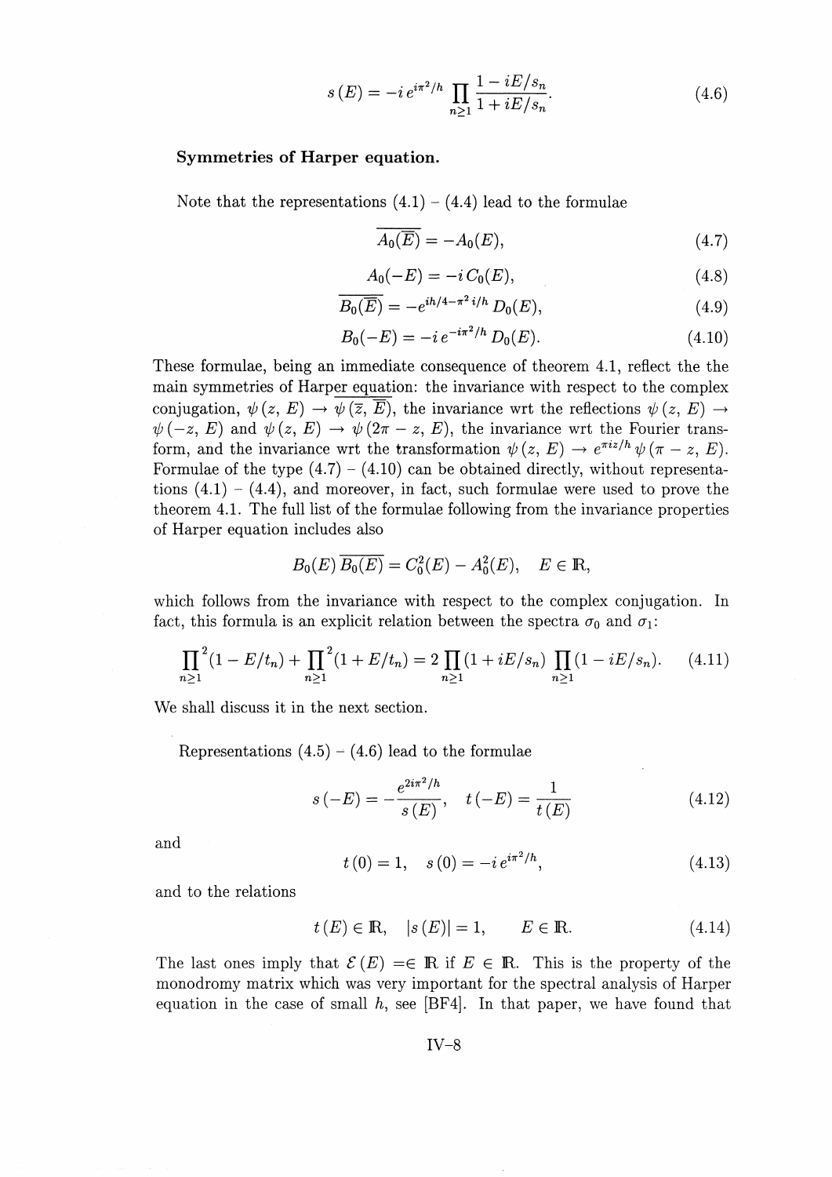$$s(E) = -i\, e^{i\pi^2/h} \prod_{n\geq 1} \frac{1 - iE/s_n}{1 + iE/s_n}. \tag{4.6}$$

**Symmetries of Harper equation.**

Note that the representations (4.1) – (4.4) lead to the formulae

$$\overline{A_0(\overline{E})} = -A_0(E), \tag{4.7}$$

$$A_0(-E) = -i\, C_0(E), \tag{4.8}$$

$$\overline{B_0(\overline{E})} = -e^{ih/4 - \pi^2 i/h}\, D_0(E), \tag{4.9}$$

$$B_0(-E) = -i\, e^{-i\pi^2/h}\, D_0(E). \tag{4.10}$$

These formulae, being an immediate consequence of theorem 4.1, reflect the the main symmetries of Harper equation: the invariance with respect to the complex conjugation, $\psi(z, E) \to \overline{\psi(\overline{z}, \overline{E})}$, the invariance wrt the reflections $\psi(z, E) \to \psi(-z, E)$ and $\psi(z, E) \to \psi(2\pi - z, E)$, the invariance wrt the Fourier transform, and the invariance wrt the transformation $\psi(z, E) \to e^{\pi i z/h}\, \psi(\pi - z, E)$. Formulae of the type (4.7) – (4.10) can be obtained directly, without representations (4.1) – (4.4), and moreover, in fact, such formulae were used to prove the theorem 4.1. The full list of the formulae following from the invariance properties of Harper equation includes also

$$B_0(E)\, \overline{B_0(\overline{E})} = C_0^2(E) - A_0^2(E), \quad E \in \mathbb{R},$$

which follows from the invariance with respect to the complex conjugation. In fact, this formula is an explicit relation between the spectra $\sigma_0$ and $\sigma_1$:

$$\prod_{n\geq 1}^{2}(1 - E/t_n) + \prod_{n\geq 1}^{2}(1 + E/t_n) = 2\prod_{n\geq 1}(1 + iE/s_n)\prod_{n\geq 1}(1 - iE/s_n). \tag{4.11}$$

We shall discuss it in the next section.

Representations (4.5) – (4.6) lead to the formulae

$$s(-E) = -\frac{e^{2i\pi^2/h}}{s(E)}, \quad t(-E) = \frac{1}{t(E)} \tag{4.12}$$

and

$$t(0) = 1, \quad s(0) = -i\, e^{i\pi^2/h}, \tag{4.13}$$

and to the relations

$$t(E) \in \mathbb{R}, \quad |s(E)| = 1, \qquad E \in \mathbb{R}. \tag{4.14}$$

The last ones imply that $\mathcal{E}(E) =\in \mathbb{R}$ if $E \in \mathbb{R}$. This is the property of the monodromy matrix which was very important for the spectral analysis of Harper equation in the case of small $h$, see [BF4]. In that paper, we have found that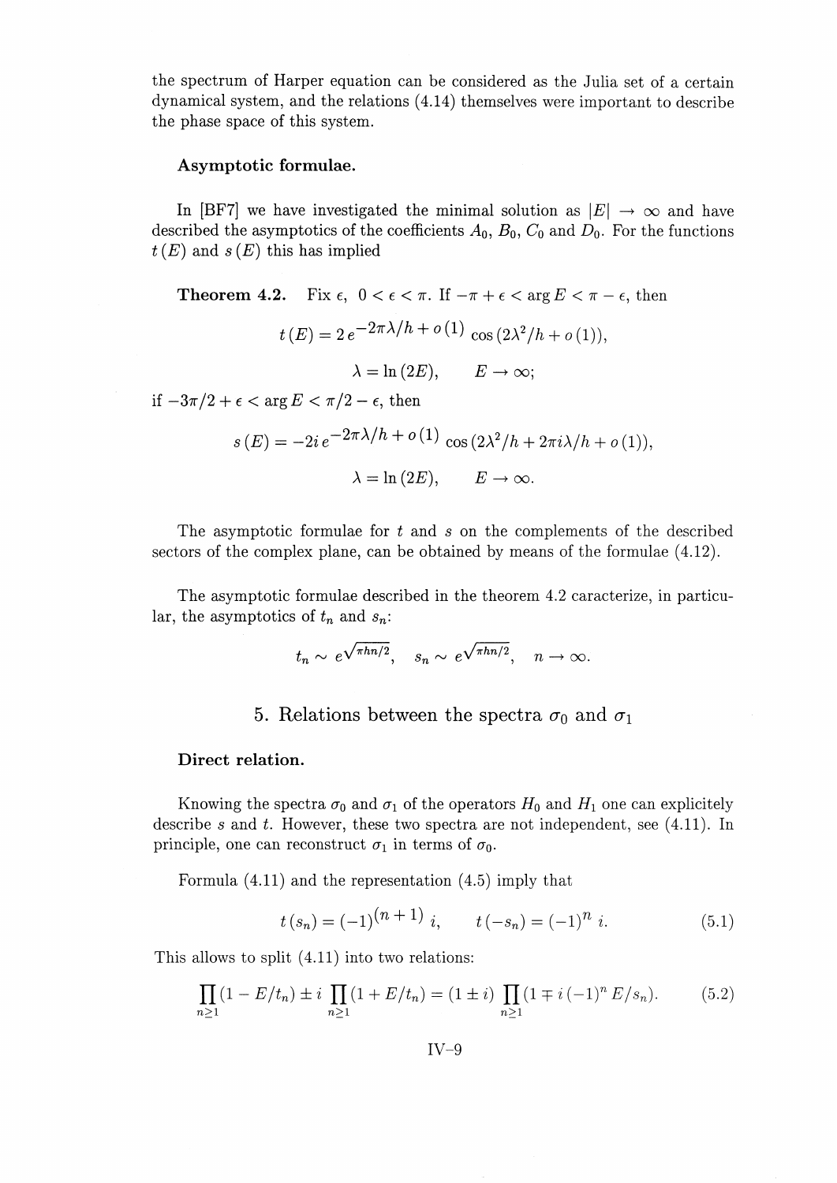the spectrum of Harper equation can be considered as the Julia set of a certain dynamical system, and the relations (4.14) themselves were important to describe the phase space of this system.

### Asymptotic formulae.

In [BF7] we have investigated the minimal solution as $|E| \to \infty$ and have described the asymptotics of the coefficients $A_0$, $B_0$, $C_0$ and $D_0$. For the functions $t(E)$ and $s(E)$ this has implied

**Theorem 4.2.** Fix $\epsilon$, $0 < \epsilon < \pi$. If $-\pi + \epsilon < \arg E < \pi - \epsilon$, then

$$t(E) = 2\, e^{-2\pi\lambda/h + o(1)} \cos(2\lambda^2/h + o(1)),$$

$$\lambda = \ln(2E), \qquad E \to \infty;$$

if $-3\pi/2 + \epsilon < \arg E < \pi/2 - \epsilon$, then

$$s(E) = -2i\, e^{-2\pi\lambda/h + o(1)} \cos(2\lambda^2/h + 2\pi i\lambda/h + o(1)),$$

$$\lambda = \ln(2E), \qquad E \to \infty.$$

The asymptotic formulae for $t$ and $s$ on the complements of the described sectors of the complex plane, can be obtained by means of the formulae (4.12).

The asymptotic formulae described in the theorem 4.2 caracterize, in particular, the asymptotics of $t_n$ and $s_n$:

$$t_n \sim e^{\sqrt{\pi h n/2}}, \quad s_n \sim e^{\sqrt{\pi h n/2}}, \quad n \to \infty.$$

## 5. Relations between the spectra $\sigma_0$ and $\sigma_1$

### Direct relation.

Knowing the spectra $\sigma_0$ and $\sigma_1$ of the operators $H_0$ and $H_1$ one can explicitely describe $s$ and $t$. However, these two spectra are not independent, see (4.11). In principle, one can reconstruct $\sigma_1$ in terms of $\sigma_0$.

Formula (4.11) and the representation (4.5) imply that

$$t(s_n) = (-1)^{(n+1)}\, i, \qquad t(-s_n) = (-1)^n\, i. \tag{5.1}$$

This allows to split (4.11) into two relations:

$$\prod_{n\geq 1}(1 - E/t_n) \pm i \prod_{n\geq 1}(1 + E/t_n) = (1 \pm i) \prod_{n\geq 1}(1 \mp i\,(-1)^n\, E/s_n). \tag{5.2}$$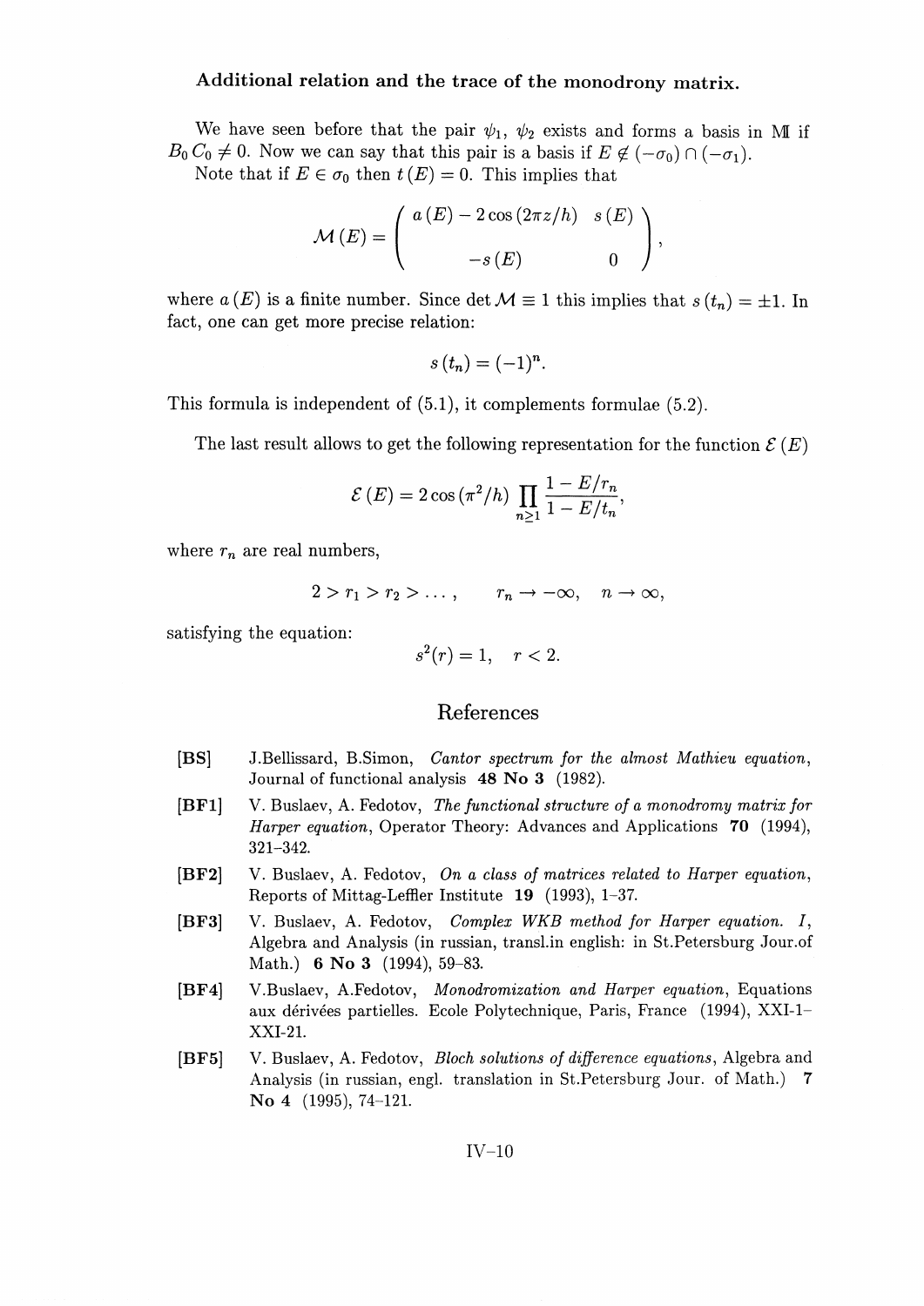**Additional relation and the trace of the monodrony matrix.**

We have seen before that the pair $\psi_1$, $\psi_2$ exists and forms a basis in $\mathbb{M}$ if $B_0 C_0 \neq 0$. Now we can say that this pair is a basis if $E \notin (-\sigma_0) \cap (-\sigma_1)$.

Note that if $E \in \sigma_0$ then $t(E) = 0$. This implies that

$$\mathcal{M}(E) = \begin{pmatrix} a(E) - 2\cos(2\pi z/h) & s(E) \\ -s(E) & 0 \end{pmatrix},$$

where $a(E)$ is a finite number. Since $\det \mathcal{M} \equiv 1$ this implies that $s(t_n) = \pm 1$. In fact, one can get more precise relation:

$$s(t_n) = (-1)^n.$$

This formula is independent of (5.1), it complements formulae (5.2).

The last result allows to get the following representation for the function $\mathcal{E}(E)$

$$\mathcal{E}(E) = 2\cos(\pi^2/h) \prod_{n \geq 1} \frac{1 - E/r_n}{1 - E/t_n},$$

where $r_n$ are real numbers,

$$2 > r_1 > r_2 > \dots, \qquad r_n \to -\infty, \quad n \to \infty,$$

satisfying the equation:

$$s^2(r) = 1, \quad r < 2.$$

## References

**[BS]** J.Bellissard, B.Simon, *Cantor spectrum for the almost Mathieu equation*, Journal of functional analysis **48 No 3** (1982).

**[BF1]** V. Buslaev, A. Fedotov, *The functional structure of a monodromy matrix for Harper equation*, Operator Theory: Advances and Applications **70** (1994), 321–342.

**[BF2]** V. Buslaev, A. Fedotov, *On a class of matrices related to Harper equation*, Reports of Mittag-Leffler Institute **19** (1993), 1–37.

**[BF3]** V. Buslaev, A. Fedotov, *Complex WKB method for Harper equation. I*, Algebra and Analysis (in russian, transl.in english: in St.Petersburg Jour.of Math.) **6 No 3** (1994), 59–83.

**[BF4]** V.Buslaev, A.Fedotov, *Monodromization and Harper equation*, Equations aux dérivées partielles. Ecole Polytechnique, Paris, France (1994), XXI-1–XXI-21.

**[BF5]** V. Buslaev, A. Fedotov, *Bloch solutions of difference equations*, Algebra and Analysis (in russian, engl. translation in St.Petersburg Jour. of Math.) **7 No 4** (1995), 74–121.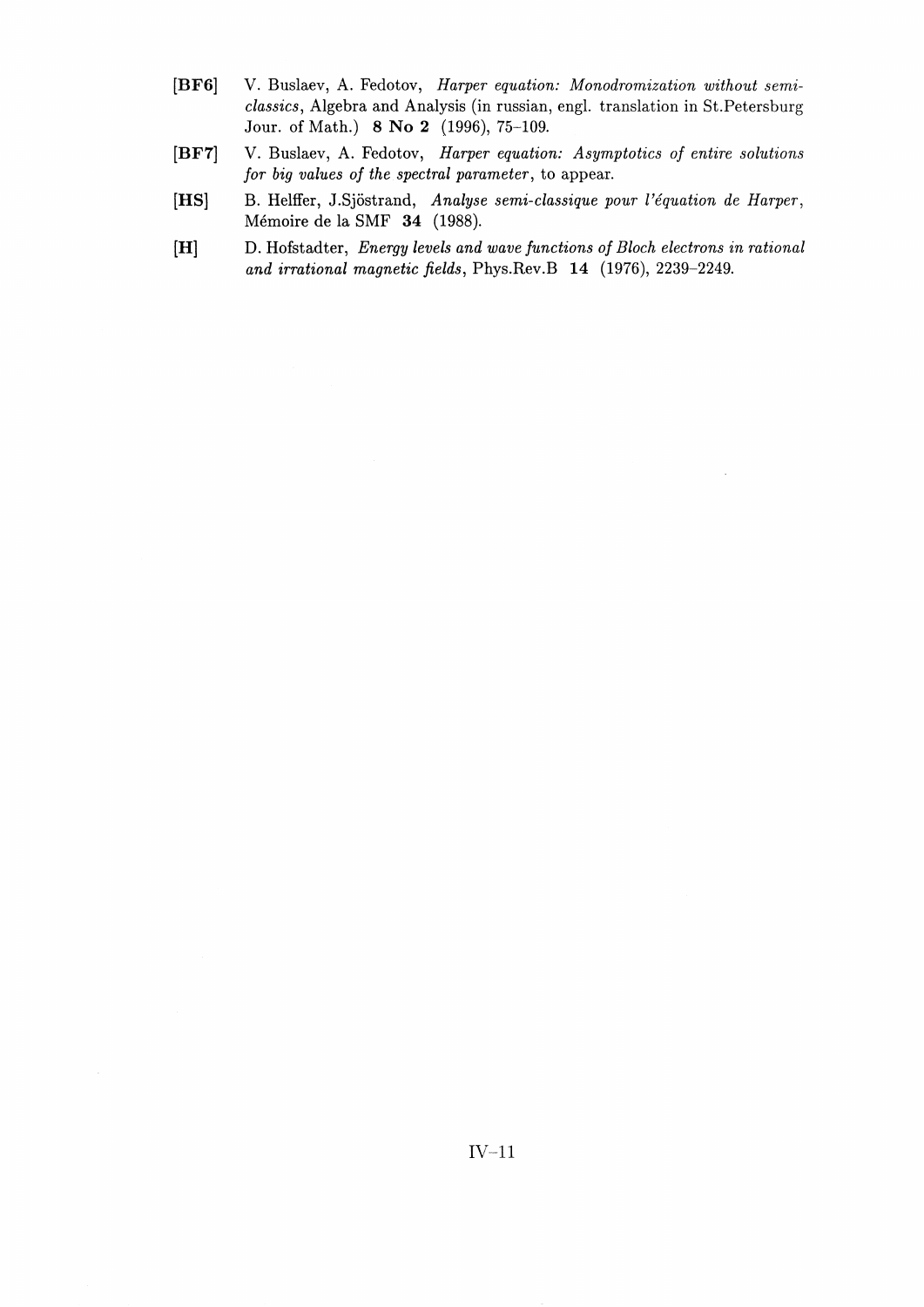- **[BF6]** V. Buslaev, A. Fedotov, *Harper equation: Monodromization without semiclassics*, Algebra and Analysis (in russian, engl. translation in St.Petersburg Jour. of Math.) **8 No 2** (1996), 75–109.
- **[BF7]** V. Buslaev, A. Fedotov, *Harper equation: Asymptotics of entire solutions for big values of the spectral parameter*, to appear.
- **[HS]** B. Helffer, J.Sjöstrand, *Analyse semi-classique pour l'équation de Harper*, Mémoire de la SMF **34** (1988).
- **[H]** D. Hofstadter, *Energy levels and wave functions of Bloch electrons in rational and irrational magnetic fields*, Phys.Rev.B **14** (1976), 2239–2249.